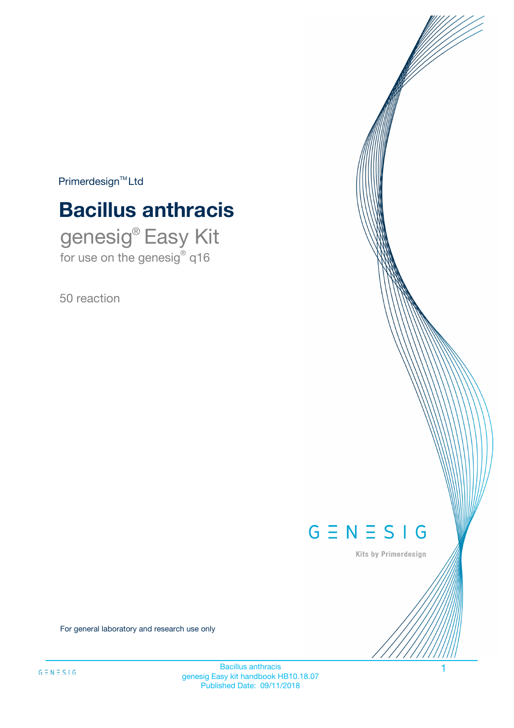Primerdesign™ Ltd

# Bacillus anthracis

## genesig® Easy Kit

for use on the genesig® q16

50 reaction

GENESIG

Kits by Primerdesign

For general laboratory and research use only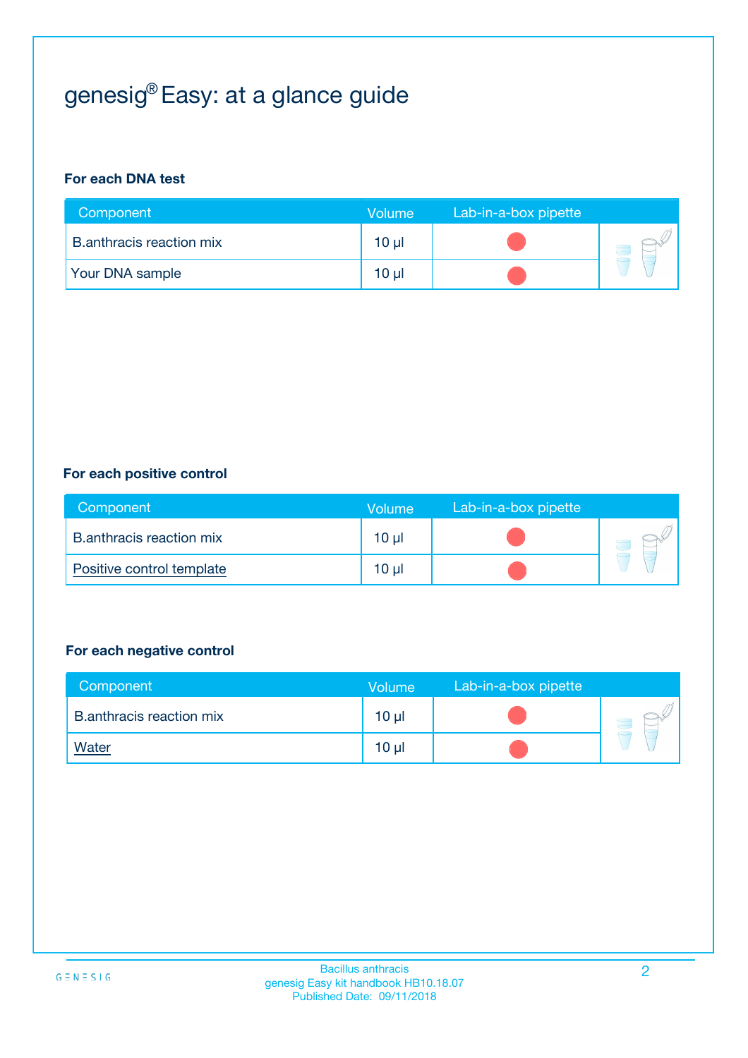# genesig® Easy: at a glance guide

**For each DNA test**

| Component | Volume | Lab-in-a-box pipette |
| --- | --- | --- |
| B.anthracis reaction mix | 10 µl | |
| Your DNA sample | 10 µl | |

**For each positive control**

| Component | Volume | Lab-in-a-box pipette |
| --- | --- | --- |
| B.anthracis reaction mix | 10 µl | |
| Positive control template | 10 µl | |

**For each negative control**

| Component | Volume | Lab-in-a-box pipette |
| --- | --- | --- |
| B.anthracis reaction mix | 10 µl | |
| Water | 10 µl | |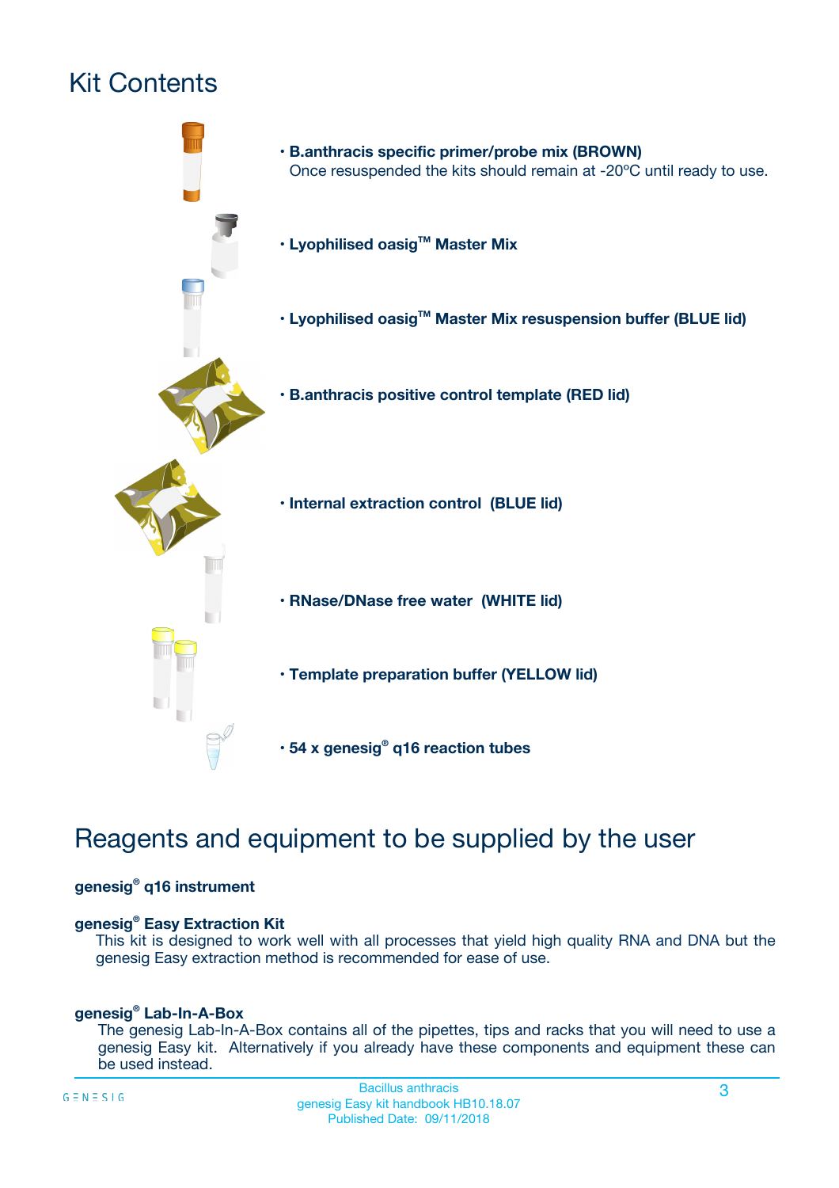# Kit Contents

- **B.anthracis specific primer/probe mix (BROWN)**
  Once resuspended the kits should remain at -20ºC until ready to use.
- **Lyophilised oasig™ Master Mix**
- **Lyophilised oasig™ Master Mix resuspension buffer (BLUE lid)**
- **B.anthracis positive control template (RED lid)**
- **Internal extraction control (BLUE lid)**
- **RNase/DNase free water (WHITE lid)**
- **Template preparation buffer (YELLOW lid)**
- **54 x genesig® q16 reaction tubes**

# Reagents and equipment to be supplied by the user

**genesig® q16 instrument**

**genesig® Easy Extraction Kit**
This kit is designed to work well with all processes that yield high quality RNA and DNA but the genesig Easy extraction method is recommended for ease of use.

**genesig® Lab-In-A-Box**
The genesig Lab-In-A-Box contains all of the pipettes, tips and racks that you will need to use a genesig Easy kit. Alternatively if you already have these components and equipment these can be used instead.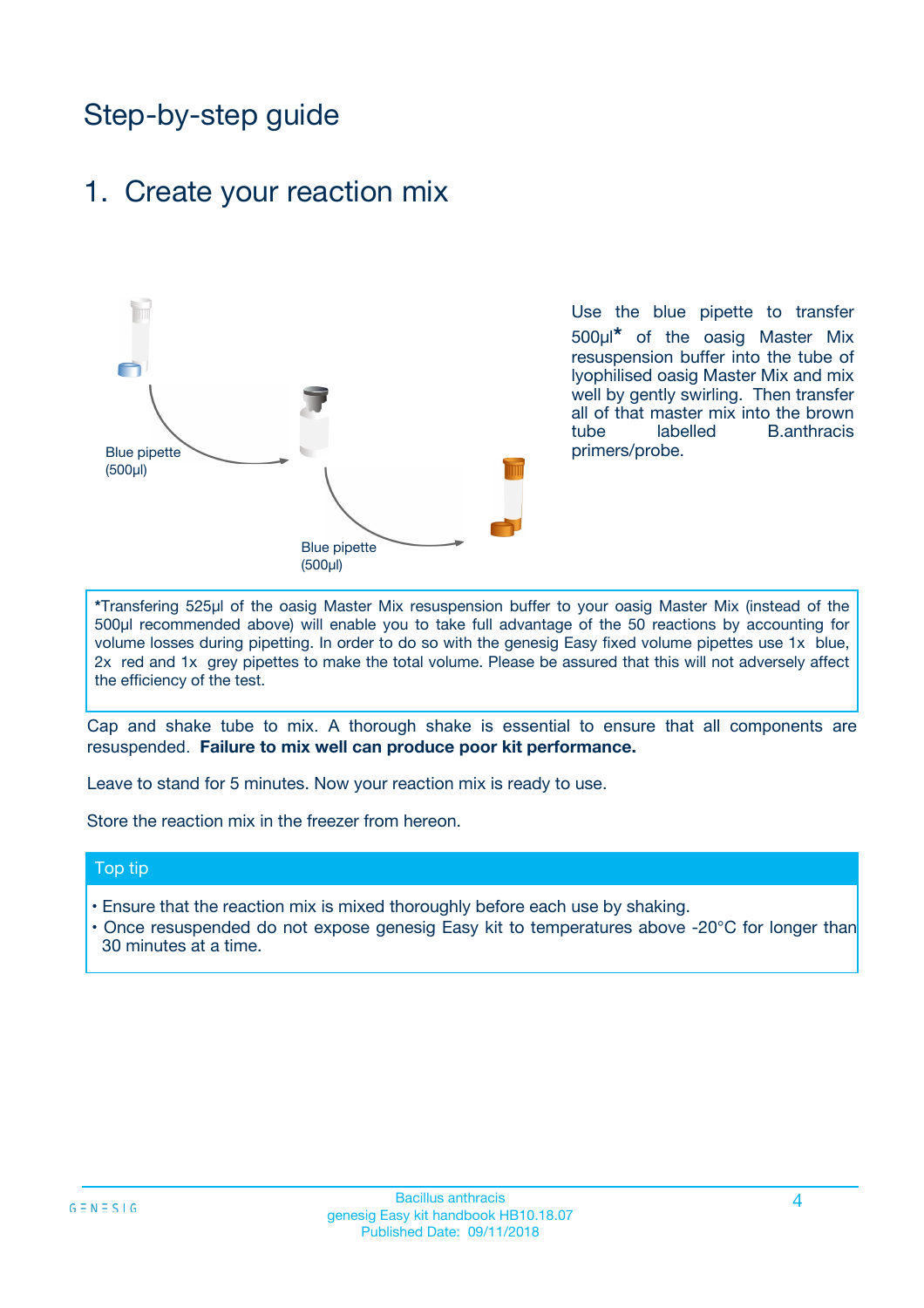# Step-by-step guide

## 1. Create your reaction mix

Blue pipette (500µl)

Blue pipette (500µl)

Use the blue pipette to transfer 500µl* of the oasig Master Mix resuspension buffer into the tube of lyophilised oasig Master Mix and mix well by gently swirling. Then transfer all of that master mix into the brown tube labelled B.anthracis primers/probe.

*Transfering 525µl of the oasig Master Mix resuspension buffer to your oasig Master Mix (instead of the 500µl recommended above) will enable you to take full advantage of the 50 reactions by accounting for volume losses during pipetting. In order to do so with the genesig Easy fixed volume pipettes use 1x blue, 2x red and 1x grey pipettes to make the total volume. Please be assured that this will not adversely affect the efficiency of the test.

Cap and shake tube to mix. A thorough shake is essential to ensure that all components are resuspended. **Failure to mix well can produce poor kit performance.**

Leave to stand for 5 minutes. Now your reaction mix is ready to use.

Store the reaction mix in the freezer from hereon.

**Top tip**

- Ensure that the reaction mix is mixed thoroughly before each use by shaking.
- Once resuspended do not expose genesig Easy kit to temperatures above -20°C for longer than 30 minutes at a time.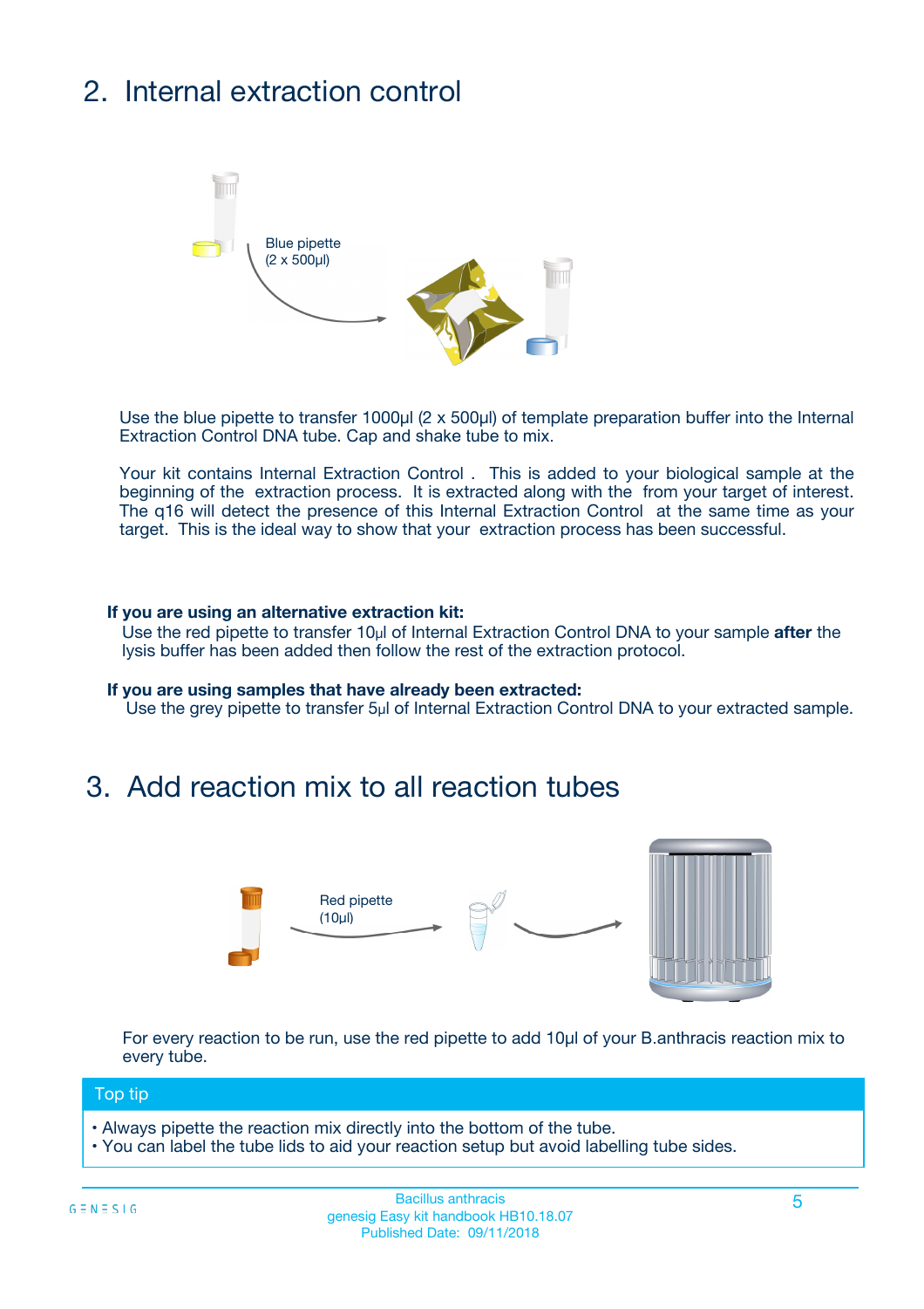## 2. Internal extraction control

Blue pipette
(2 x 500µl)

Use the blue pipette to transfer 1000µl (2 x 500µl) of template preparation buffer into the Internal Extraction Control DNA tube. Cap and shake tube to mix.

Your kit contains Internal Extraction Control . This is added to your biological sample at the beginning of the extraction process. It is extracted along with the from your target of interest. The q16 will detect the presence of this Internal Extraction Control at the same time as your target. This is the ideal way to show that your extraction process has been successful.

**If you are using an alternative extraction kit:**
Use the red pipette to transfer 10µl of Internal Extraction Control DNA to your sample **after** the lysis buffer has been added then follow the rest of the extraction protocol.

**If you are using samples that have already been extracted:**
Use the grey pipette to transfer 5µl of Internal Extraction Control DNA to your extracted sample.

## 3. Add reaction mix to all reaction tubes

Red pipette
(10µl)

For every reaction to be run, use the red pipette to add 10µl of your B.anthracis reaction mix to every tube.

**Top tip**

- Always pipette the reaction mix directly into the bottom of the tube.
- You can label the tube lids to aid your reaction setup but avoid labelling tube sides.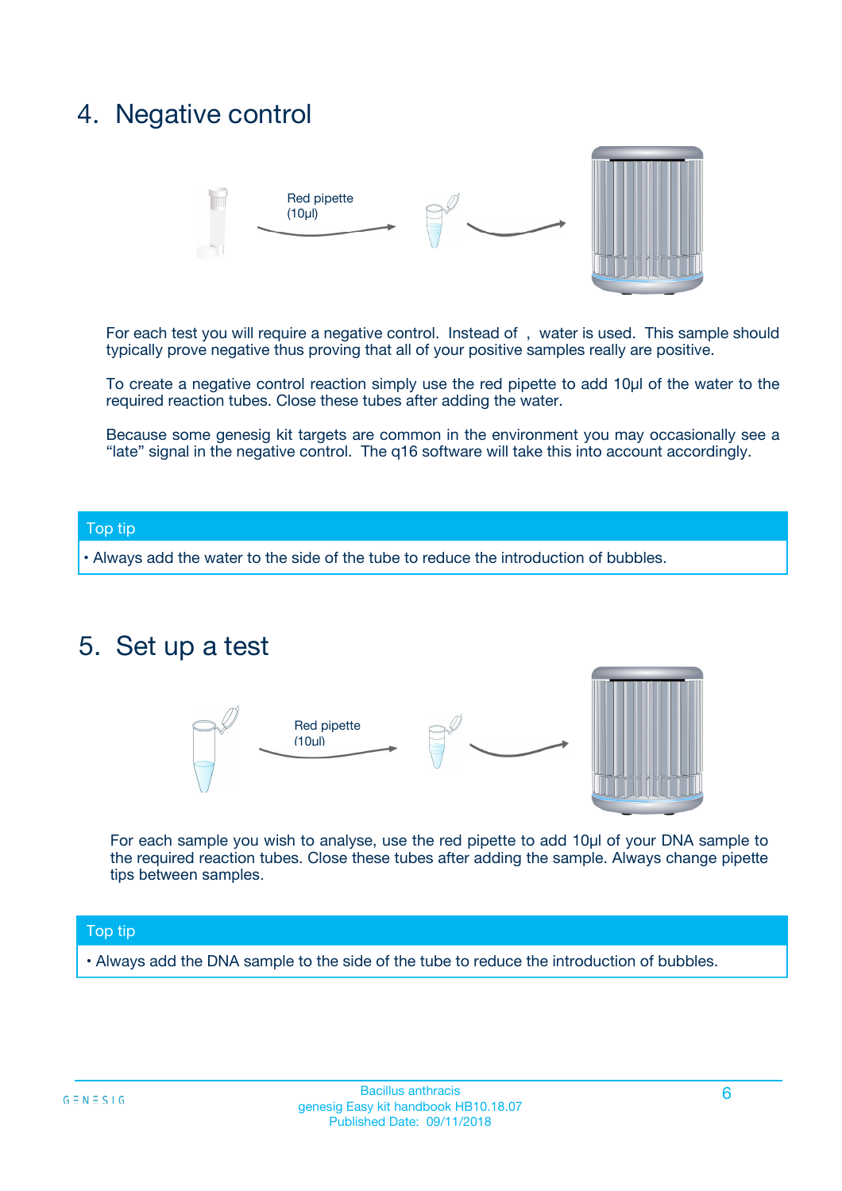## 4. Negative control

Red pipette (10µl)

For each test you will require a negative control. Instead of , water is used. This sample should typically prove negative thus proving that all of your positive samples really are positive.

To create a negative control reaction simply use the red pipette to add 10µl of the water to the required reaction tubes. Close these tubes after adding the water.

Because some genesig kit targets are common in the environment you may occasionally see a "late" signal in the negative control. The q16 software will take this into account accordingly.

**Top tip**

- Always add the water to the side of the tube to reduce the introduction of bubbles.

## 5. Set up a test

Red pipette (10µl)

For each sample you wish to analyse, use the red pipette to add 10µl of your DNA sample to the required reaction tubes. Close these tubes after adding the sample. Always change pipette tips between samples.

**Top tip**

- Always add the DNA sample to the side of the tube to reduce the introduction of bubbles.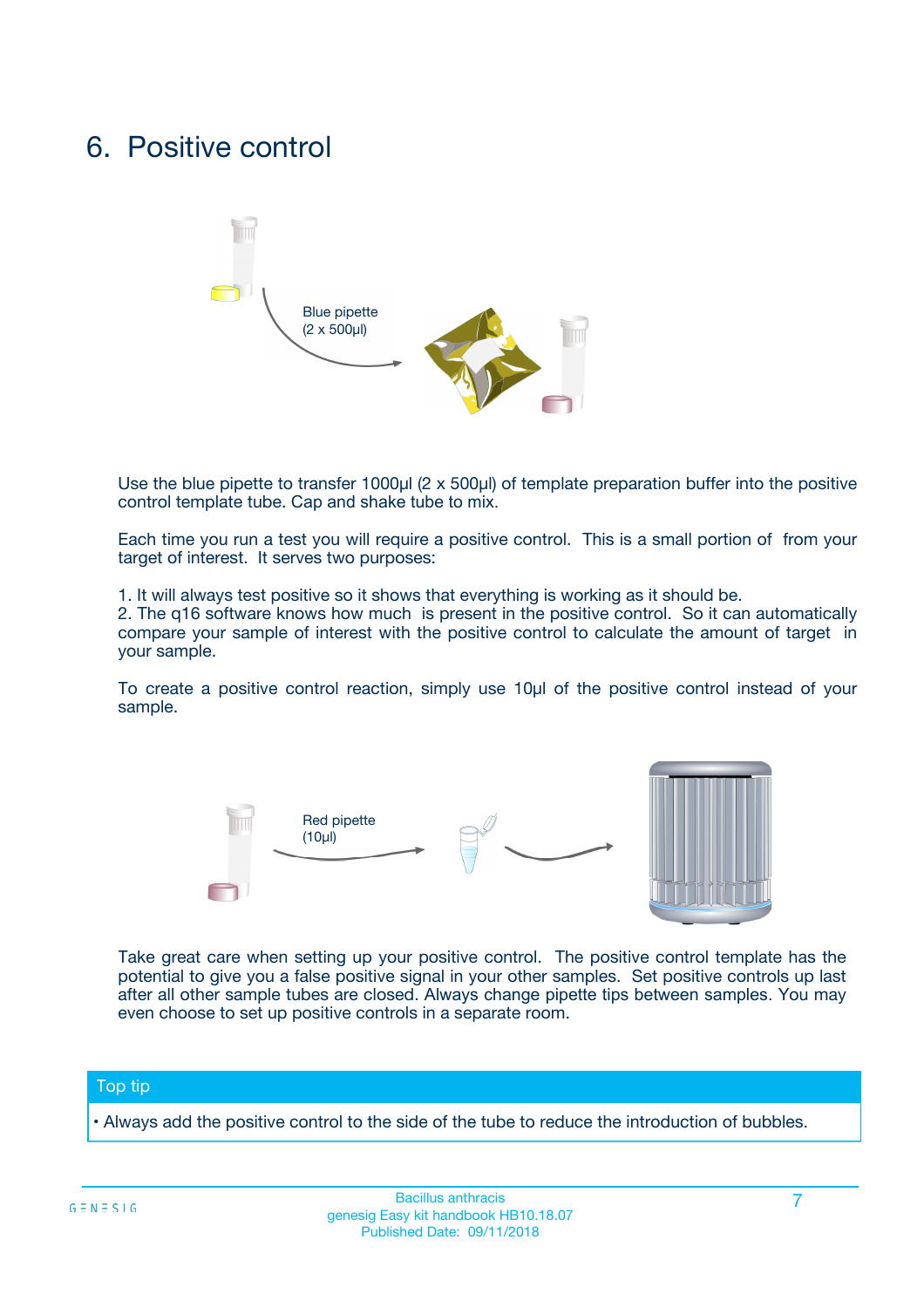# 6. Positive control

Blue pipette (2 x 500µl)

Use the blue pipette to transfer 1000µl (2 x 500µl) of template preparation buffer into the positive control template tube. Cap and shake tube to mix.

Each time you run a test you will require a positive control. This is a small portion of from your target of interest. It serves two purposes:

1. It will always test positive so it shows that everything is working as it should be.
2. The q16 software knows how much is present in the positive control. So it can automatically compare your sample of interest with the positive control to calculate the amount of target in your sample.

To create a positive control reaction, simply use 10µl of the positive control instead of your sample.

Red pipette (10µl)

Take great care when setting up your positive control. The positive control template has the potential to give you a false positive signal in your other samples. Set positive controls up last after all other sample tubes are closed. Always change pipette tips between samples. You may even choose to set up positive controls in a separate room.

**Top tip**

• Always add the positive control to the side of the tube to reduce the introduction of bubbles.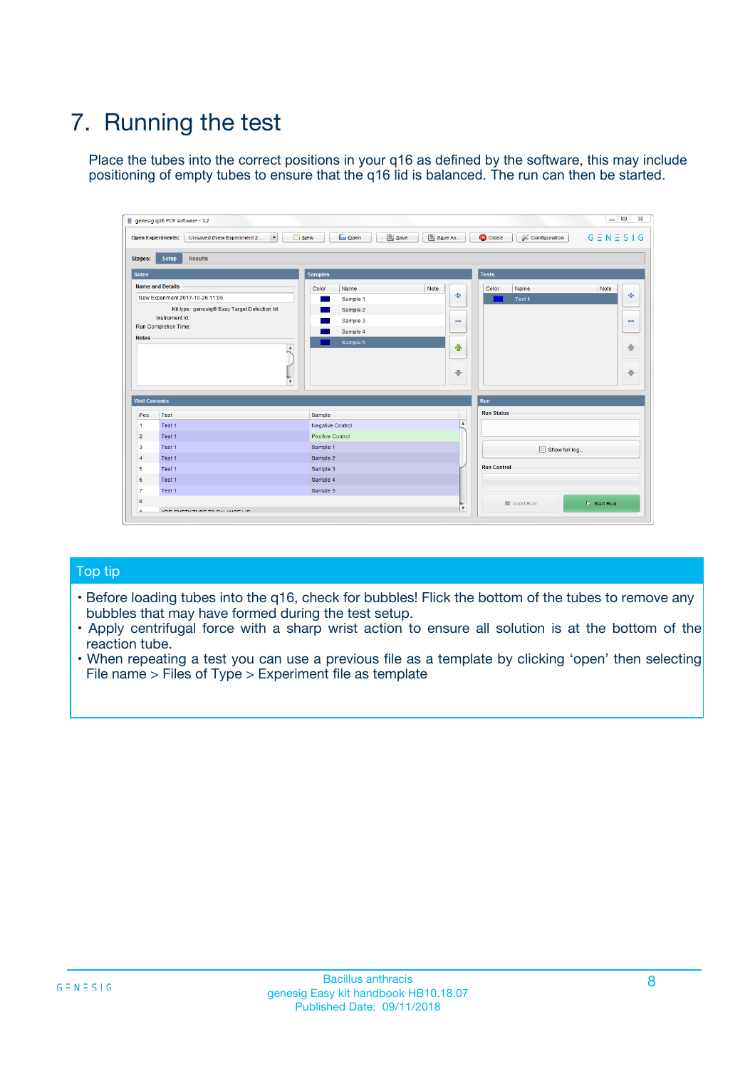# 7. Running the test

Place the tubes into the correct positions in your q16 as defined by the software, this may include positioning of empty tubes to ensure that the q16 lid is balanced. The run can then be started.

## Top tip

- Before loading tubes into the q16, check for bubbles! Flick the bottom of the tubes to remove any bubbles that may have formed during the test setup.
- Apply centrifugal force with a sharp wrist action to ensure all solution is at the bottom of the reaction tube.
- When repeating a test you can use a previous file as a template by clicking 'open' then selecting File name > Files of Type > Experiment file as template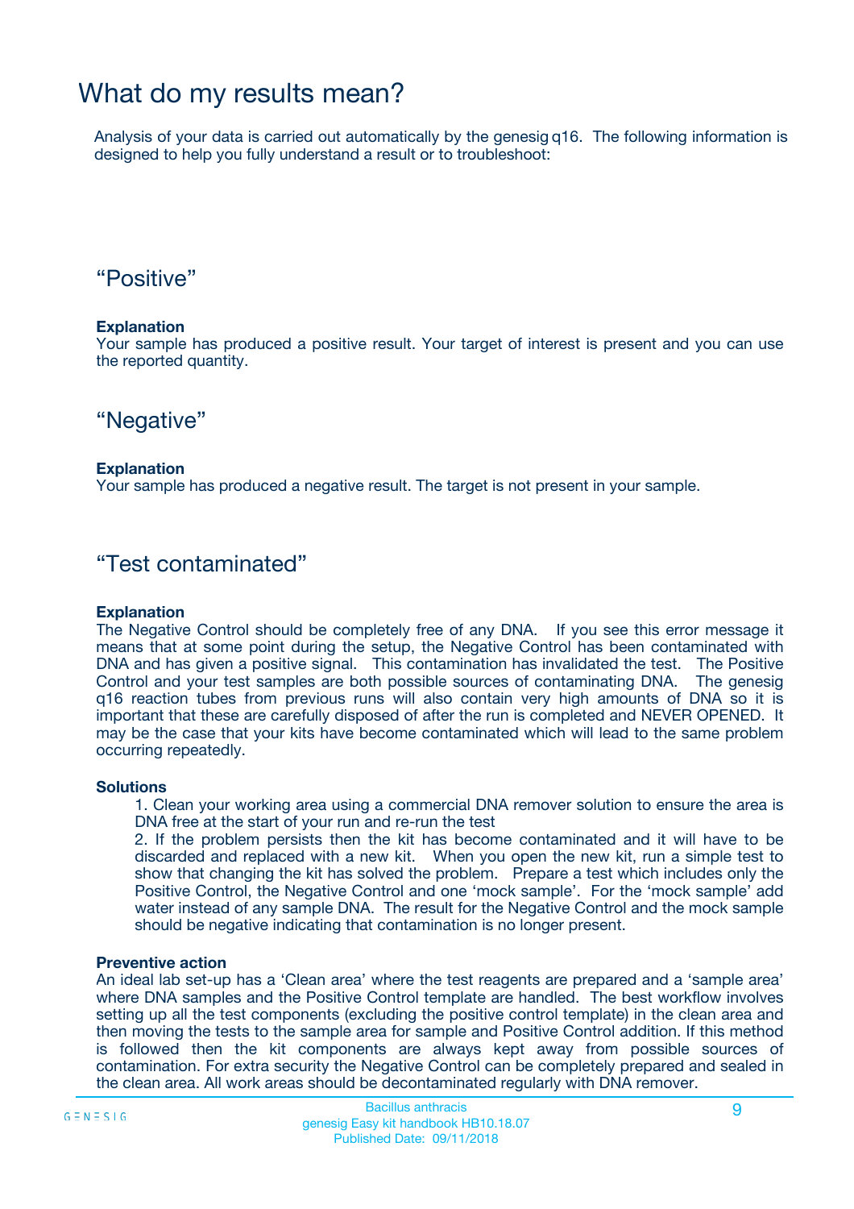# What do my results mean?

Analysis of your data is carried out automatically by the genesig q16. The following information is designed to help you fully understand a result or to troubleshoot:

## “Positive”

**Explanation**

Your sample has produced a positive result. Your target of interest is present and you can use the reported quantity.

## “Negative”

**Explanation**

Your sample has produced a negative result. The target is not present in your sample.

## “Test contaminated”

**Explanation**

The Negative Control should be completely free of any DNA. If you see this error message it means that at some point during the setup, the Negative Control has been contaminated with DNA and has given a positive signal. This contamination has invalidated the test. The Positive Control and your test samples are both possible sources of contaminating DNA. The genesig q16 reaction tubes from previous runs will also contain very high amounts of DNA so it is important that these are carefully disposed of after the run is completed and NEVER OPENED. It may be the case that your kits have become contaminated which will lead to the same problem occurring repeatedly.

**Solutions**

1. Clean your working area using a commercial DNA remover solution to ensure the area is DNA free at the start of your run and re-run the test
2. If the problem persists then the kit has become contaminated and it will have to be discarded and replaced with a new kit. When you open the new kit, run a simple test to show that changing the kit has solved the problem. Prepare a test which includes only the Positive Control, the Negative Control and one ‘mock sample’. For the ‘mock sample’ add water instead of any sample DNA. The result for the Negative Control and the mock sample should be negative indicating that contamination is no longer present.

**Preventive action**

An ideal lab set-up has a ‘Clean area’ where the test reagents are prepared and a ‘sample area’ where DNA samples and the Positive Control template are handled. The best workflow involves setting up all the test components (excluding the positive control template) in the clean area and then moving the tests to the sample area for sample and Positive Control addition. If this method is followed then the kit components are always kept away from possible sources of contamination. For extra security the Negative Control can be completely prepared and sealed in the clean area. All work areas should be decontaminated regularly with DNA remover.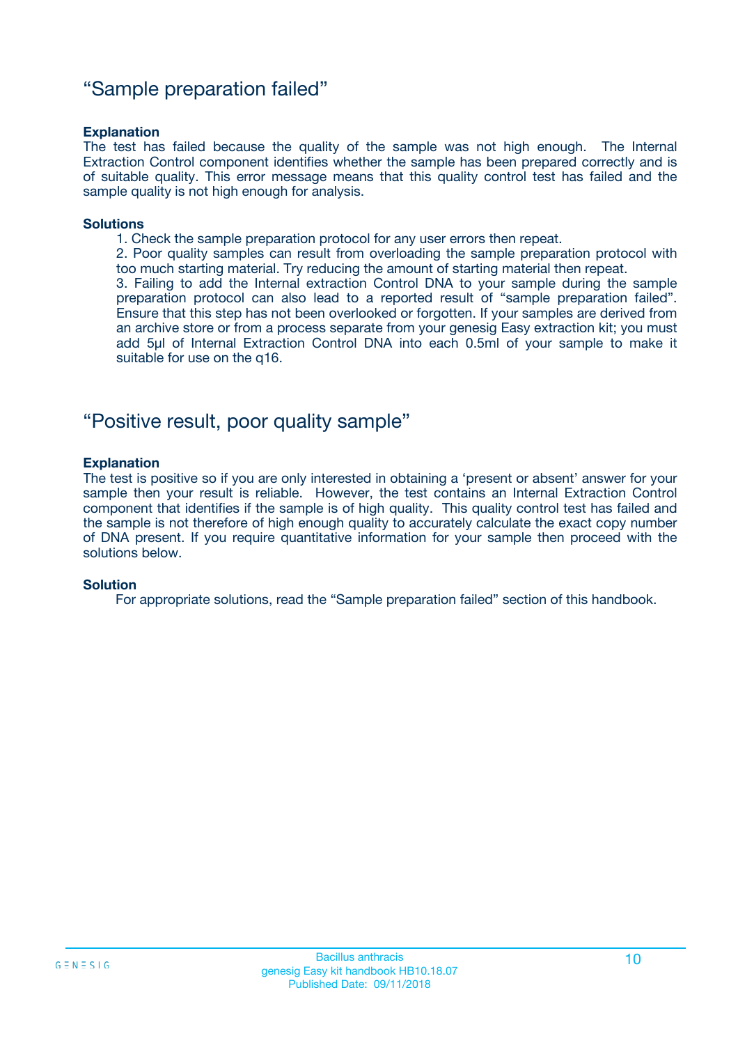## "Sample preparation failed"

**Explanation**

The test has failed because the quality of the sample was not high enough. The Internal Extraction Control component identifies whether the sample has been prepared correctly and is of suitable quality. This error message means that this quality control test has failed and the sample quality is not high enough for analysis.

**Solutions**

1. Check the sample preparation protocol for any user errors then repeat.
2. Poor quality samples can result from overloading the sample preparation protocol with too much starting material. Try reducing the amount of starting material then repeat.
3. Failing to add the Internal extraction Control DNA to your sample during the sample preparation protocol can also lead to a reported result of "sample preparation failed". Ensure that this step has not been overlooked or forgotten. If your samples are derived from an archive store or from a process separate from your genesig Easy extraction kit; you must add 5µl of Internal Extraction Control DNA into each 0.5ml of your sample to make it suitable for use on the q16.

## "Positive result, poor quality sample"

**Explanation**

The test is positive so if you are only interested in obtaining a 'present or absent' answer for your sample then your result is reliable. However, the test contains an Internal Extraction Control component that identifies if the sample is of high quality. This quality control test has failed and the sample is not therefore of high enough quality to accurately calculate the exact copy number of DNA present. If you require quantitative information for your sample then proceed with the solutions below.

**Solution**

For appropriate solutions, read the "Sample preparation failed" section of this handbook.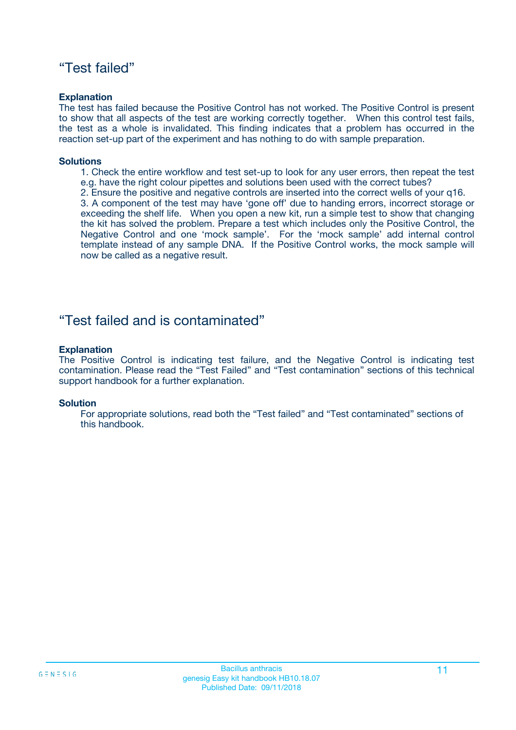## “Test failed”

**Explanation**

The test has failed because the Positive Control has not worked. The Positive Control is present to show that all aspects of the test are working correctly together. When this control test fails, the test as a whole is invalidated. This finding indicates that a problem has occurred in the reaction set-up part of the experiment and has nothing to do with sample preparation.

**Solutions**

1. Check the entire workflow and test set-up to look for any user errors, then repeat the test e.g. have the right colour pipettes and solutions been used with the correct tubes?
2. Ensure the positive and negative controls are inserted into the correct wells of your q16.
3. A component of the test may have ‘gone off’ due to handing errors, incorrect storage or exceeding the shelf life. When you open a new kit, run a simple test to show that changing the kit has solved the problem. Prepare a test which includes only the Positive Control, the Negative Control and one ‘mock sample’. For the ‘mock sample’ add internal control template instead of any sample DNA. If the Positive Control works, the mock sample will now be called as a negative result.

## “Test failed and is contaminated”

**Explanation**

The Positive Control is indicating test failure, and the Negative Control is indicating test contamination. Please read the “Test Failed” and “Test contamination” sections of this technical support handbook for a further explanation.

**Solution**

For appropriate solutions, read both the “Test failed” and “Test contaminated” sections of this handbook.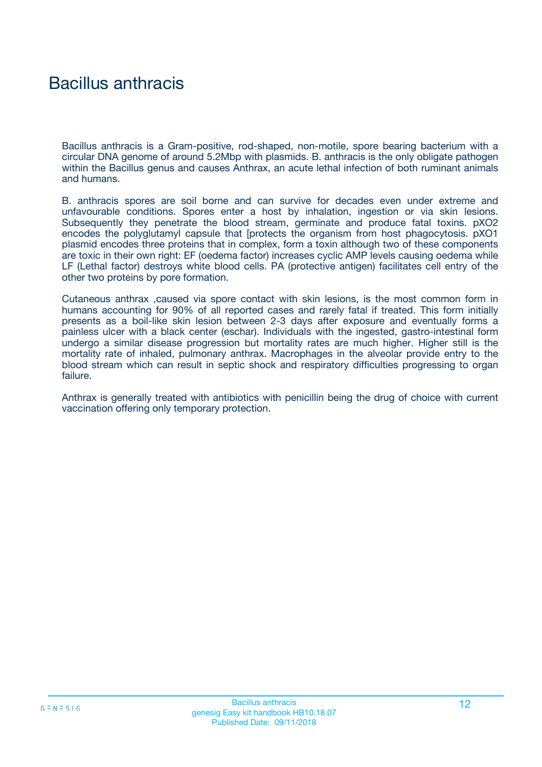# Bacillus anthracis

Bacillus anthracis is a Gram-positive, rod-shaped, non-motile, spore bearing bacterium with a circular DNA genome of around 5.2Mbp with plasmids. B. anthracis is the only obligate pathogen within the Bacillus genus and causes Anthrax, an acute lethal infection of both ruminant animals and humans.

B. anthracis spores are soil borne and can survive for decades even under extreme and unfavourable conditions. Spores enter a host by inhalation, ingestion or via skin lesions. Subsequently they penetrate the blood stream, germinate and produce fatal toxins. pXO2 encodes the polyglutamyl capsule that [protects the organism from host phagocytosis. pXO1 plasmid encodes three proteins that in complex, form a toxin although two of these components are toxic in their own right: EF (oedema factor) increases cyclic AMP levels causing oedema while LF (Lethal factor) destroys white blood cells. PA (protective antigen) facilitates cell entry of the other two proteins by pore formation.

Cutaneous anthrax ,caused via spore contact with skin lesions, is the most common form in humans accounting for 90% of all reported cases and rarely fatal if treated. This form initially presents as a boil-like skin lesion between 2-3 days after exposure and eventually forms a painless ulcer with a black center (eschar). Individuals with the ingested, gastro-intestinal form undergo a similar disease progression but mortality rates are much higher. Higher still is the mortality rate of inhaled, pulmonary anthrax. Macrophages in the alveolar provide entry to the blood stream which can result in septic shock and respiratory difficulties progressing to organ failure.

Anthrax is generally treated with antibiotics with penicillin being the drug of choice with current vaccination offering only temporary protection.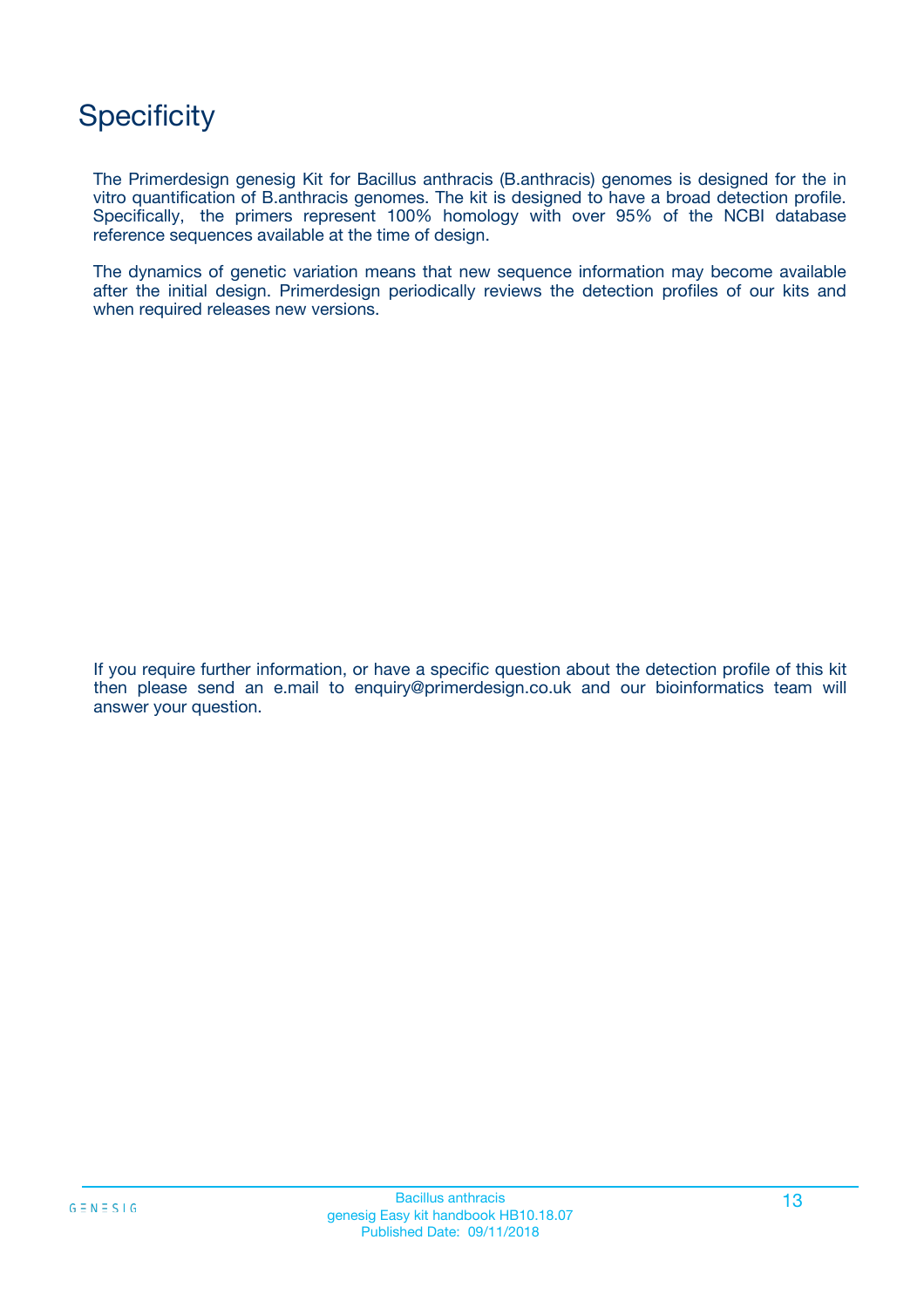# Specificity

The Primerdesign genesig Kit for Bacillus anthracis (B.anthracis) genomes is designed for the in vitro quantification of B.anthracis genomes. The kit is designed to have a broad detection profile. Specifically, the primers represent 100% homology with over 95% of the NCBI database reference sequences available at the time of design.

The dynamics of genetic variation means that new sequence information may become available after the initial design. Primerdesign periodically reviews the detection profiles of our kits and when required releases new versions.

If you require further information, or have a specific question about the detection profile of this kit then please send an e.mail to enquiry@primerdesign.co.uk and our bioinformatics team will answer your question.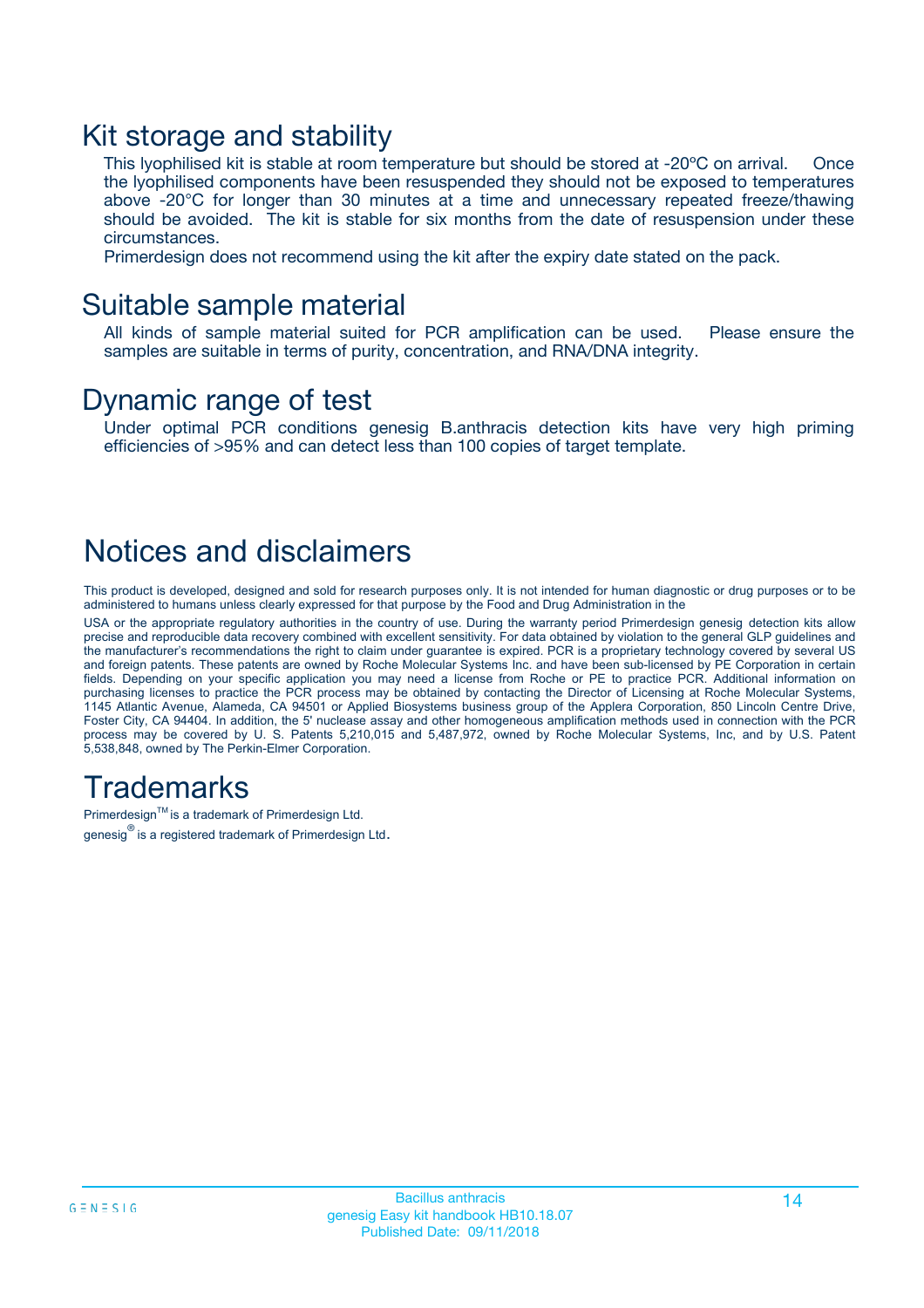## Kit storage and stability

This lyophilised kit is stable at room temperature but should be stored at -20ºC on arrival. Once the lyophilised components have been resuspended they should not be exposed to temperatures above -20°C for longer than 30 minutes at a time and unnecessary repeated freeze/thawing should be avoided. The kit is stable for six months from the date of resuspension under these circumstances.

Primerdesign does not recommend using the kit after the expiry date stated on the pack.

## Suitable sample material

All kinds of sample material suited for PCR amplification can be used. Please ensure the samples are suitable in terms of purity, concentration, and RNA/DNA integrity.

## Dynamic range of test

Under optimal PCR conditions genesig B.anthracis detection kits have very high priming efficiencies of >95% and can detect less than 100 copies of target template.

# Notices and disclaimers

This product is developed, designed and sold for research purposes only. It is not intended for human diagnostic or drug purposes or to be administered to humans unless clearly expressed for that purpose by the Food and Drug Administration in the

USA or the appropriate regulatory authorities in the country of use. During the warranty period Primerdesign genesig detection kits allow precise and reproducible data recovery combined with excellent sensitivity. For data obtained by violation to the general GLP guidelines and the manufacturer's recommendations the right to claim under guarantee is expired. PCR is a proprietary technology covered by several US and foreign patents. These patents are owned by Roche Molecular Systems Inc. and have been sub-licensed by PE Corporation in certain fields. Depending on your specific application you may need a license from Roche or PE to practice PCR. Additional information on purchasing licenses to practice the PCR process may be obtained by contacting the Director of Licensing at Roche Molecular Systems, 1145 Atlantic Avenue, Alameda, CA 94501 or Applied Biosystems business group of the Applera Corporation, 850 Lincoln Centre Drive, Foster City, CA 94404. In addition, the 5' nuclease assay and other homogeneous amplification methods used in connection with the PCR process may be covered by U. S. Patents 5,210,015 and 5,487,972, owned by Roche Molecular Systems, Inc, and by U.S. Patent 5,538,848, owned by The Perkin-Elmer Corporation.

# Trademarks

Primerdesign™ is a trademark of Primerdesign Ltd.

genesig® is a registered trademark of Primerdesign Ltd.